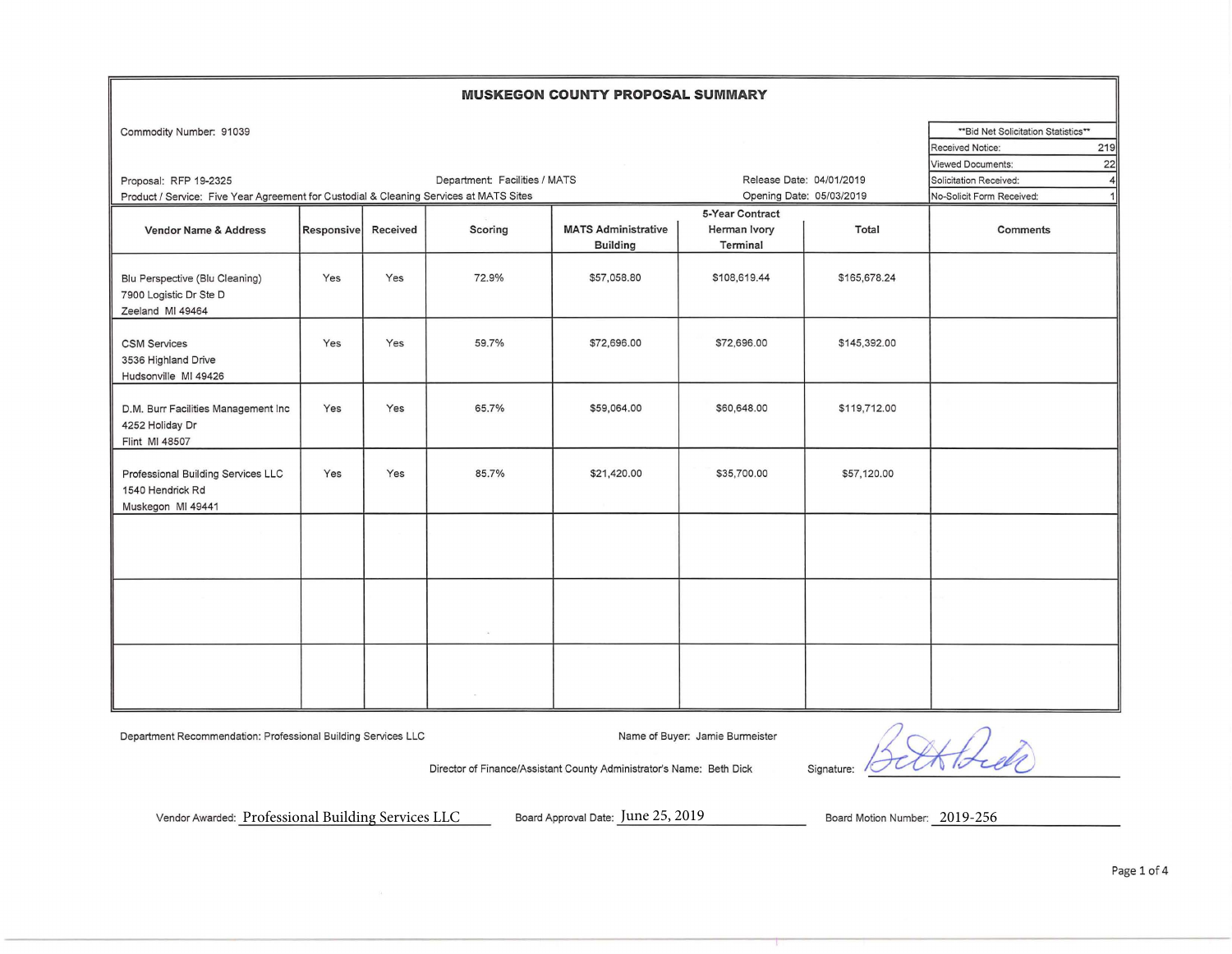# MUSKEGON COUNTY PROPOSAL SUMMARY

Commodity Number: 91039

| **Bid Net Solicitation Statistics** | |
|---|---|
| Received Notice: | 219 |
| Viewed Documents: | 22 |
| Solicitation Received: | 4 |
| No-Solicit Form Received: | 1 |

Proposal: RFP 19-2325 Department: Facilities / MATS Release Date: 04/01/2019

Product / Service: Five Year Agreement for Custodial & Cleaning Services at MATS Sites Opening Date: 05/03/2019

| Vendor Name & Address | Responsive | Received | Scoring | MATS Administrative Building | 5-Year Contract Herman Ivory Terminal | Total | Comments |
|---|---|---|---|---|---|---|---|
| Blu Perspective (Blu Cleaning)<br>7900 Logistic Dr Ste D<br>Zeeland MI 49464 | Yes | Yes | 72.9% | $57,058.80 | $108,619.44 | $165,678.24 | |
| CSM Services<br>3536 Highland Drive<br>Hudsonville MI 49426 | Yes | Yes | 59.7% | $72,696.00 | $72,696.00 | $145,392.00 | |
| D.M. Burr Facilities Management Inc<br>4252 Holiday Dr<br>Flint MI 48507 | Yes | Yes | 65.7% | $59,064.00 | $60,648.00 | $119,712.00 | |
| Professional Building Services LLC<br>1540 Hendrick Rd<br>Muskegon MI 49441 | Yes | Yes | 85.7% | $21,420.00 | $35,700.00 | $57,120.00 | |
| | | | | | | | |
| | | | | | | | |
| | | | | | | | |

Department Recommendation: Professional Building Services LLC

Name of Buyer: Jamie Burmeister

Director of Finance/Assistant County Administrator's Name: Beth Dick

Signature: Beth Dick

Vendor Awarded: Professional Building Services LLC

Board Approval Date: June 25, 2019

Board Motion Number: 2019-256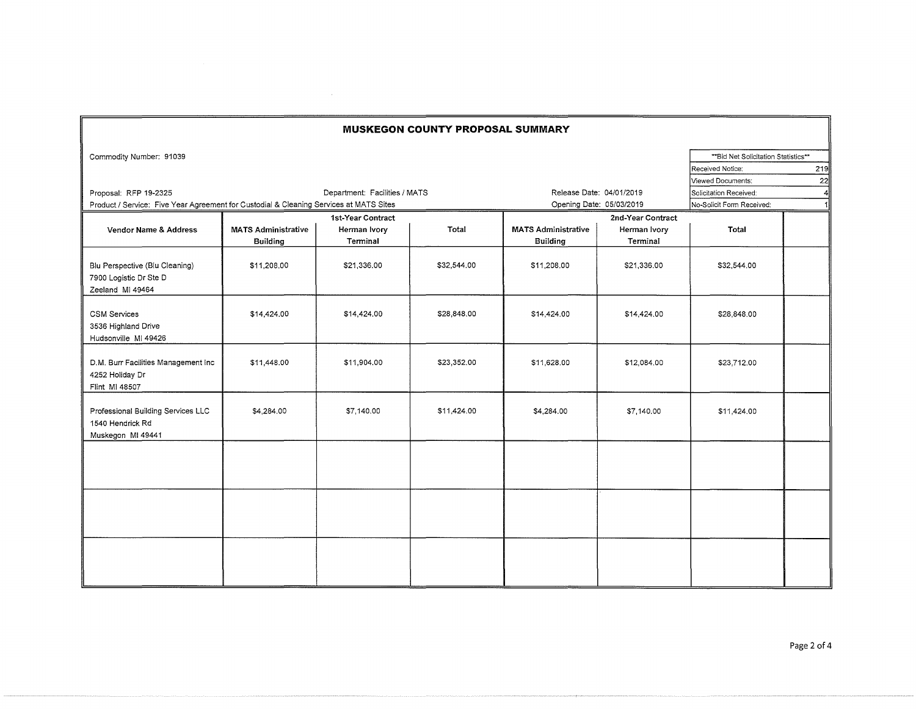# MUSKEGON COUNTY PROPOSAL SUMMARY

Commodity Number: 91039

| **Bid Net Solicitation Statistics** | |
|---|---|
| Received Notice: | 219 |
| Viewed Documents: | 22 |
| Solicitation Received: | 4 |
| No-Solicit Form Received: | 1 |

Proposal: RFP 19-2325 | Department: Facilities / MATS | Release Date: 04/01/2019

Product / Service: Five Year Agreement for Custodial & Cleaning Services at MATS Sites | Opening Date: 05/03/2019

| Vendor Name & Address | 1st-Year Contract | | | 2nd-Year Contract | | | |
|---|---|---|---|---|---|---|---|
| | MATS Administrative Building | Herman Ivory Terminal | Total | MATS Administrative Building | Herman Ivory Terminal | Total | |
| Blu Perspective (Blu Cleaning)<br>7900 Logistic Dr Ste D<br>Zeeland MI 49464 | $11,208.00 | $21,336.00 | $32,544.00 | $11,208.00 | $21,336.00 | $32,544.00 | |
| CSM Services<br>3536 Highland Drive<br>Hudsonville MI 49426 | $14,424.00 | $14,424.00 | $28,848.00 | $14,424.00 | $14,424.00 | $28,848.00 | |
| D.M. Burr Facilities Management Inc<br>4252 Holiday Dr<br>Flint MI 48507 | $11,448.00 | $11,904.00 | $23,352.00 | $11,628.00 | $12,084.00 | $23,712.00 | |
| Professional Building Services LLC<br>1540 Hendrick Rd<br>Muskegon MI 49441 | $4,284.00 | $7,140.00 | $11,424.00 | $4,284.00 | $7,140.00 | $11,424.00 | |
| | | | | | | | |
| | | | | | | | |
| | | | | | | | |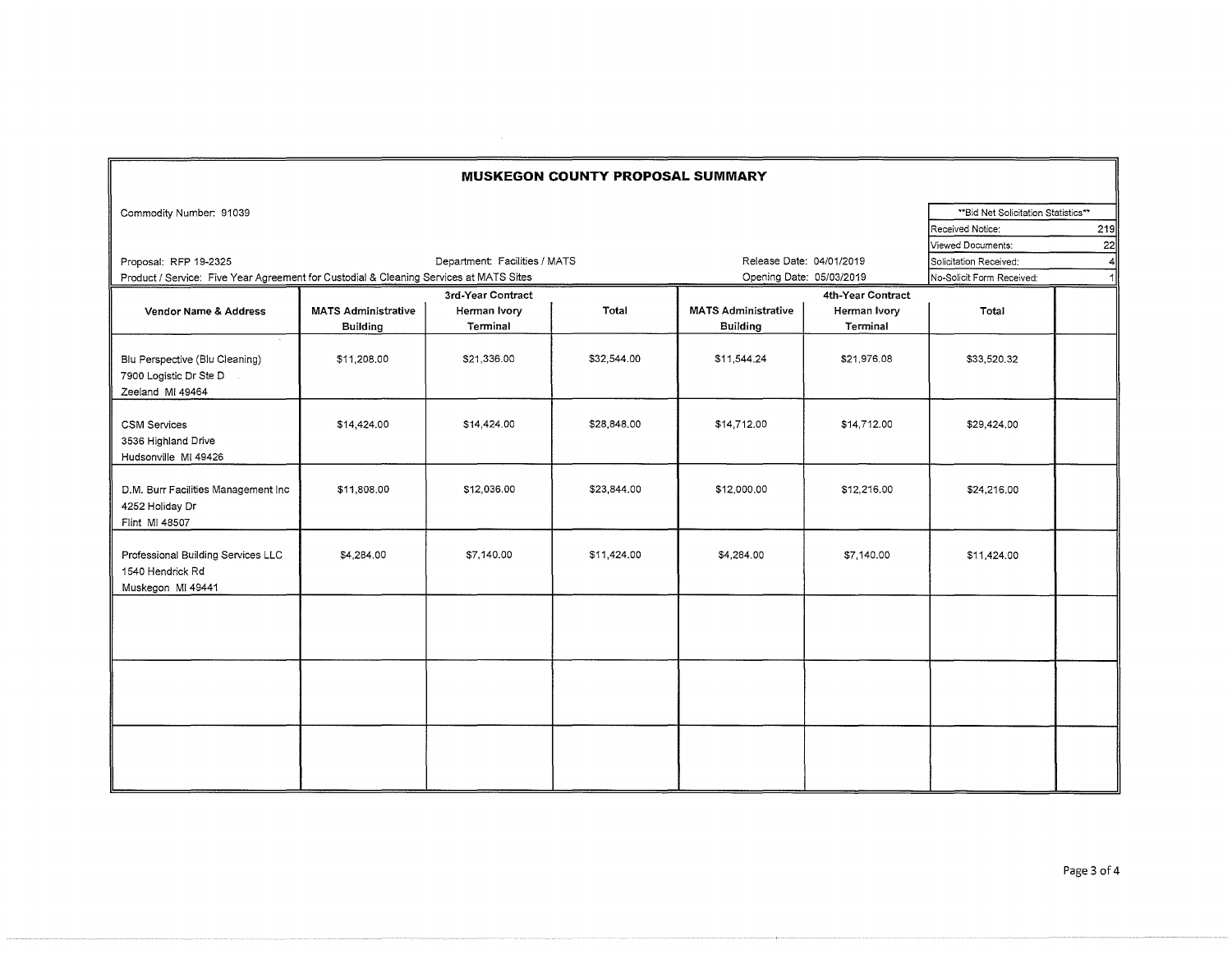# MUSKEGON COUNTY PROPOSAL SUMMARY

Commodity Number: 91039

| **Bid Net Solicitation Statistics** | |
|---|---|
| Received Notice: | 219 |
| Viewed Documents: | 22 |
| Solicitation Received: | 4 |
| No-Solicit Form Received: | 1 |

Proposal: RFP 19-2325 — Department: Facilities / MATS — Release Date: 04/01/2019

Product / Service: Five Year Agreement for Custodial & Cleaning Services at MATS Sites — Opening Date: 05/03/2019

| Vendor Name & Address | 3rd-Year Contract | | | 4th-Year Contract | | | |
|---|---|---|---|---|---|---|---|
| | MATS Administrative Building | Herman Ivory Terminal | Total | MATS Administrative Building | Herman Ivory Terminal | Total | |
| Blu Perspective (Blu Cleaning)<br>7900 Logistic Dr Ste D<br>Zeeland MI 49464 | $11,208.00 | $21,336.00 | $32,544.00 | $11,544.24 | $21,976.08 | $33,520.32 | |
| CSM Services<br>3536 Highland Drive<br>Hudsonville MI 49426 | $14,424.00 | $14,424.00 | $28,848.00 | $14,712.00 | $14,712.00 | $29,424.00 | |
| D.M. Burr Facilities Management Inc<br>4252 Holiday Dr<br>Flint MI 48507 | $11,808.00 | $12,036.00 | $23,844.00 | $12,000.00 | $12,216.00 | $24,216.00 | |
| Professional Building Services LLC<br>1540 Hendrick Rd<br>Muskegon MI 49441 | $4,284.00 | $7,140.00 | $11,424.00 | $4,284.00 | $7,140.00 | $11,424.00 | |
| | | | | | | | |
| | | | | | | | |
| | | | | | | | |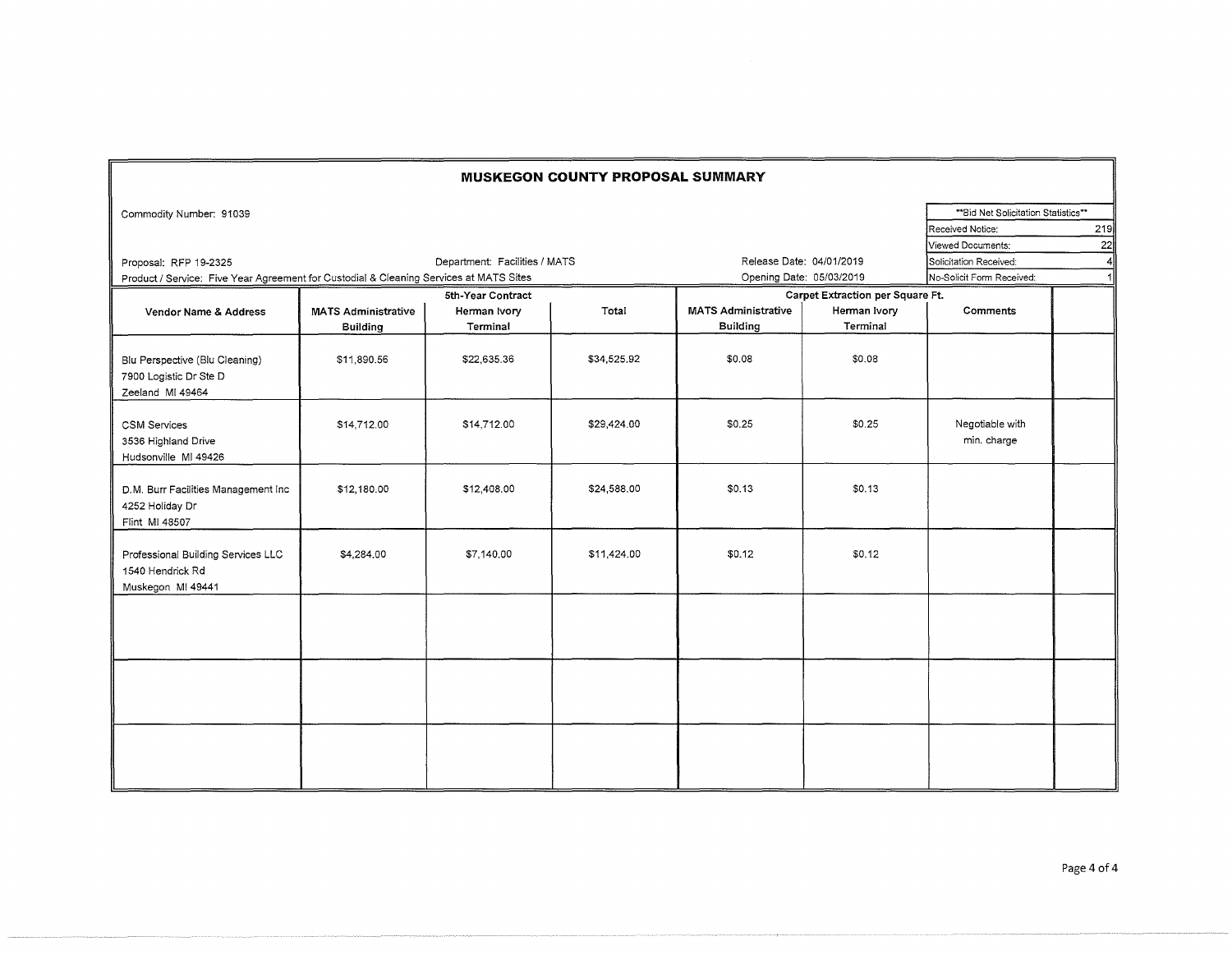# MUSKEGON COUNTY PROPOSAL SUMMARY

Commodity Number: 91039

| **Bid Net Solicitation Statistics** | |
|---|---|
| Received Notice: | 219 |
| Viewed Documents: | 22 |
| Solicitation Received: | 4 |
| No-Solicit Form Received: | 1 |

Proposal: RFP 19-2325

Department: Facilities / MATS

Release Date: 04/01/2019

Opening Date: 05/03/2019

Product / Service: Five Year Agreement for Custodial & Cleaning Services at MATS Sites

| Vendor Name & Address | 5th-Year Contract | | | Carpet Extraction per Square Ft. | | Comments | |
|---|---|---|---|---|---|---|---|
| | MATS Administrative Building | Herman Ivory Terminal | Total | MATS Administrative Building | Herman Ivory Terminal | | |
| Blu Perspective (Blu Cleaning) 7900 Logistic Dr Ste D Zeeland MI 49464 | $11,890.56 | $22,635.36 | $34,525.92 | $0.08 | $0.08 | | |
| CSM Services 3536 Highland Drive Hudsonville MI 49426 | $14,712.00 | $14,712.00 | $29,424.00 | $0.25 | $0.25 | Negotiable with min. charge | |
| D.M. Burr Facilities Management Inc 4252 Holiday Dr Flint MI 48507 | $12,180.00 | $12,408.00 | $24,588.00 | $0.13 | $0.13 | | |
| Professional Building Services LLC 1540 Hendrick Rd Muskegon MI 49441 | $4,284.00 | $7,140.00 | $11,424.00 | $0.12 | $0.12 | | |
| | | | | | | | |
| | | | | | | | |
| | | | | | | | |